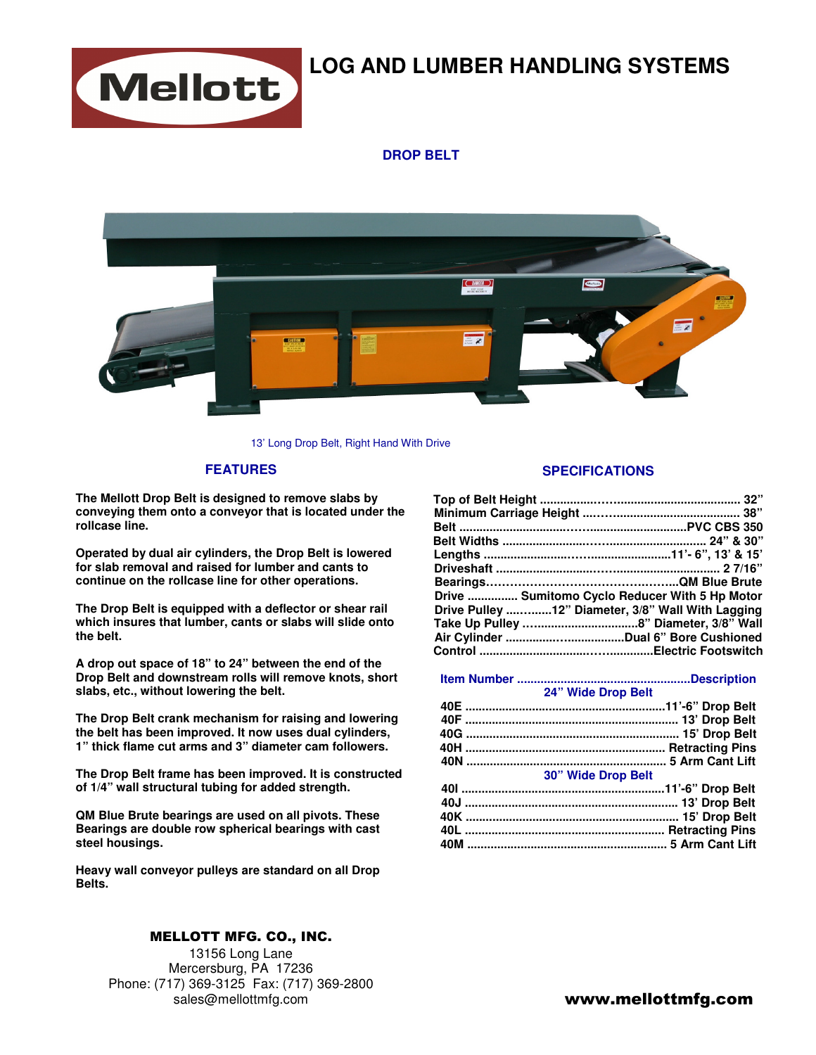# LOG AND LUMBER HANDLING SYSTEMS

Mellott

## DROP BELT

13' Long Drop Belt, Right Hand With Drive

### FEATURES

**The Mellott Drop Belt is designed to remove slabs by conveying them onto a conveyor that is located under the rollcase line.**

**Operated by dual air cylinders, the Drop Belt is lowered for slab removal and raised for lumber and cants to continue on the rollcase line for other operations.**

**The Drop Belt is equipped with a deflector or shear rail which insures that lumber, cants or slabs will slide onto the belt.**

**A drop out space of 18" to 24" between the end of the Drop Belt and downstream rolls will remove knots, short slabs, etc., without lowering the belt.**

**The Drop Belt crank mechanism for raising and lowering the belt has been improved. It now uses dual cylinders, 1" thick flame cut arms and 3" diameter cam followers.**

**The Drop Belt frame has been improved. It is constructed of 1/4" wall structural tubing for added strength.**

**QM Blue Brute bearings are used on all pivots. These Bearings are double row spherical bearings with cast steel housings.**

**Heavy wall conveyor pulleys are standard on all Drop Belts.**

### SPECIFICATIONS

| Specification | Value |
|---|---|
| Top of Belt Height | 32" |
| Minimum Carriage Height | 38" |
| Belt | PVC CBS 350 |
| Belt Widths | 24" & 30" |
| Lengths | 11'- 6", 13' & 15' |
| Driveshaft | 2 7/16" |
| Bearings | QM Blue Brute |
| Drive | Sumitomo Cyclo Reducer With 5 Hp Motor |
| Drive Pulley | 12" Diameter, 3/8" Wall With Lagging |
| Take Up Pulley | 8" Diameter, 3/8" Wall |
| Air Cylinder | Dual 6" Bore Cushioned |
| Control | Electric Footswitch |

| Item Number | Description |
|---|---|
| **24" Wide Drop Belt** | |
| 40E | 11'-6" Drop Belt |
| 40F | 13' Drop Belt |
| 40G | 15' Drop Belt |
| 40H | Retracting Pins |
| 40N | 5 Arm Cant Lift |
| **30" Wide Drop Belt** | |
| 40I | 11'-6" Drop Belt |
| 40J | 13' Drop Belt |
| 40K | 15' Drop Belt |
| 40L | Retracting Pins |
| 40M | 5 Arm Cant Lift |

**MELLOTT MFG. CO., INC.**
13156 Long Lane
Mercersburg, PA 17236
Phone: (717) 369-3125 Fax: (717) 369-2800
sales@mellottmfg.com

**www.mellottmfg.com**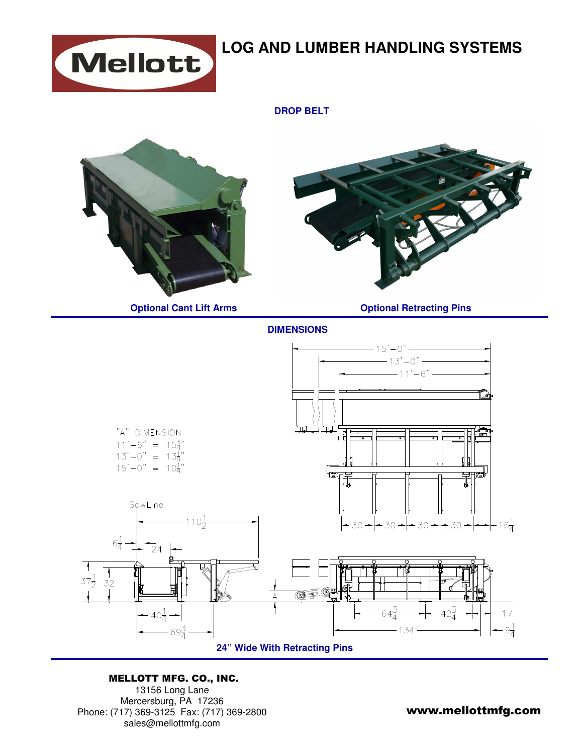# LOG AND LUMBER HANDLING SYSTEMS

## DROP BELT

Optional Cant Lift Arms

Optional Retracting Pins

## DIMENSIONS

"A" DIMENSION
11'–6" = $15\frac{3}{4}$"
13'–0" = $13\frac{1}{4}$"
15'–0" = $10\frac{1}{4}$"

SawLine

15'–0"
13'–0"
11'–6"

$110\frac{1}{2}$
$6\frac{1}{4}$
24
$37\frac{1}{2}$
32
$40\frac{1}{4}$
$69\frac{3}{4}$
A

30 30 30 30 $16\frac{1}{4}$

$64\frac{3}{4}$ $42\frac{3}{4}$ 17
134 $9\frac{1}{4}$

24" Wide With Retracting Pins

**MELLOTT MFG. CO., INC.**
13156 Long Lane
Mercersburg, PA 17236
Phone: (717) 369-3125 Fax: (717) 369-2800
sales@mellottmfg.com

**www.mellottmfg.com**